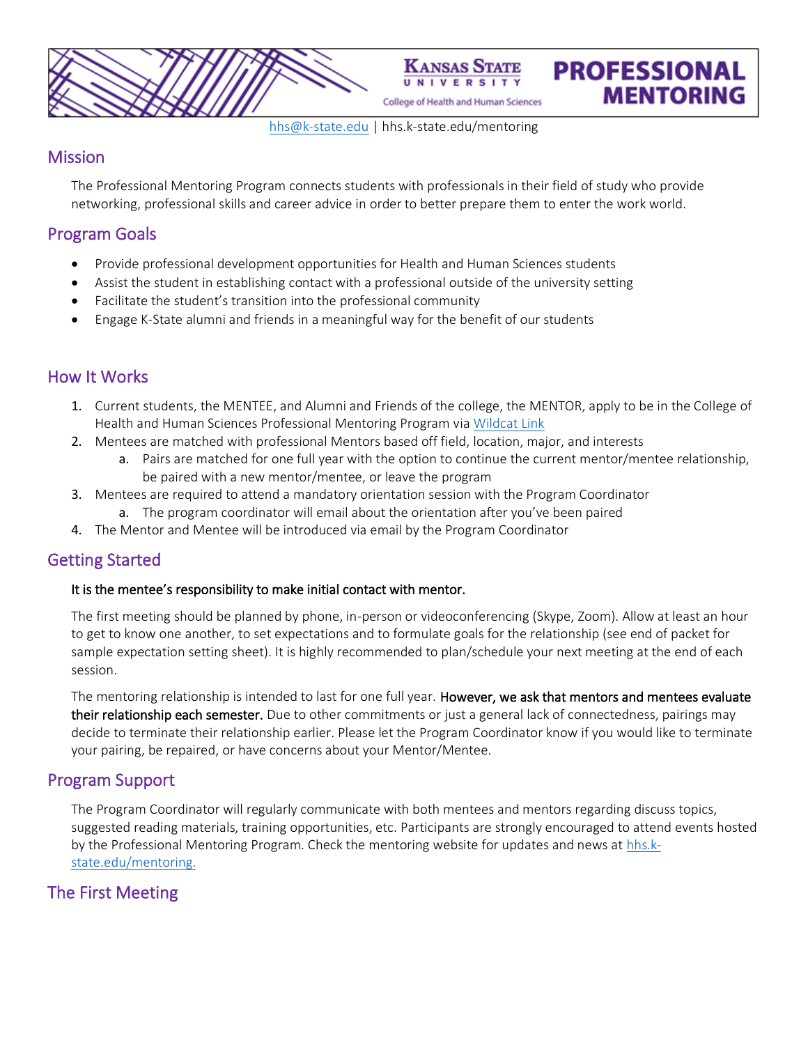# Kansas State University College of Health and Human Sciences PROFESSIONAL MENTORING

hhs@k-state.edu | hhs.k-state.edu/mentoring

## Mission

The Professional Mentoring Program connects students with professionals in their field of study who provide networking, professional skills and career advice in order to better prepare them to enter the work world.

## Program Goals

- Provide professional development opportunities for Health and Human Sciences students
- Assist the student in establishing contact with a professional outside of the university setting
- Facilitate the student's transition into the professional community
- Engage K-State alumni and friends in a meaningful way for the benefit of our students

## How It Works

1. Current students, the MENTEE, and Alumni and Friends of the college, the MENTOR, apply to be in the College of Health and Human Sciences Professional Mentoring Program via Wildcat Link
2. Mentees are matched with professional Mentors based off field, location, major, and interests
   a. Pairs are matched for one full year with the option to continue the current mentor/mentee relationship, be paired with a new mentor/mentee, or leave the program
3. Mentees are required to attend a mandatory orientation session with the Program Coordinator
   a. The program coordinator will email about the orientation after you've been paired
4. The Mentor and Mentee will be introduced via email by the Program Coordinator

## Getting Started

**It is the mentee's responsibility to make initial contact with mentor.**

The first meeting should be planned by phone, in-person or videoconferencing (Skype, Zoom). Allow at least an hour to get to know one another, to set expectations and to formulate goals for the relationship (see end of packet for sample expectation setting sheet). It is highly recommended to plan/schedule your next meeting at the end of each session.

The mentoring relationship is intended to last for one full year. **However, we ask that mentors and mentees evaluate their relationship each semester.** Due to other commitments or just a general lack of connectedness, pairings may decide to terminate their relationship earlier. Please let the Program Coordinator know if you would like to terminate your pairing, be repaired, or have concerns about your Mentor/Mentee.

## Program Support

The Program Coordinator will regularly communicate with both mentees and mentors regarding discuss topics, suggested reading materials, training opportunities, etc. Participants are strongly encouraged to attend events hosted by the Professional Mentoring Program. Check the mentoring website for updates and news at hhs.k-state.edu/mentoring.

## The First Meeting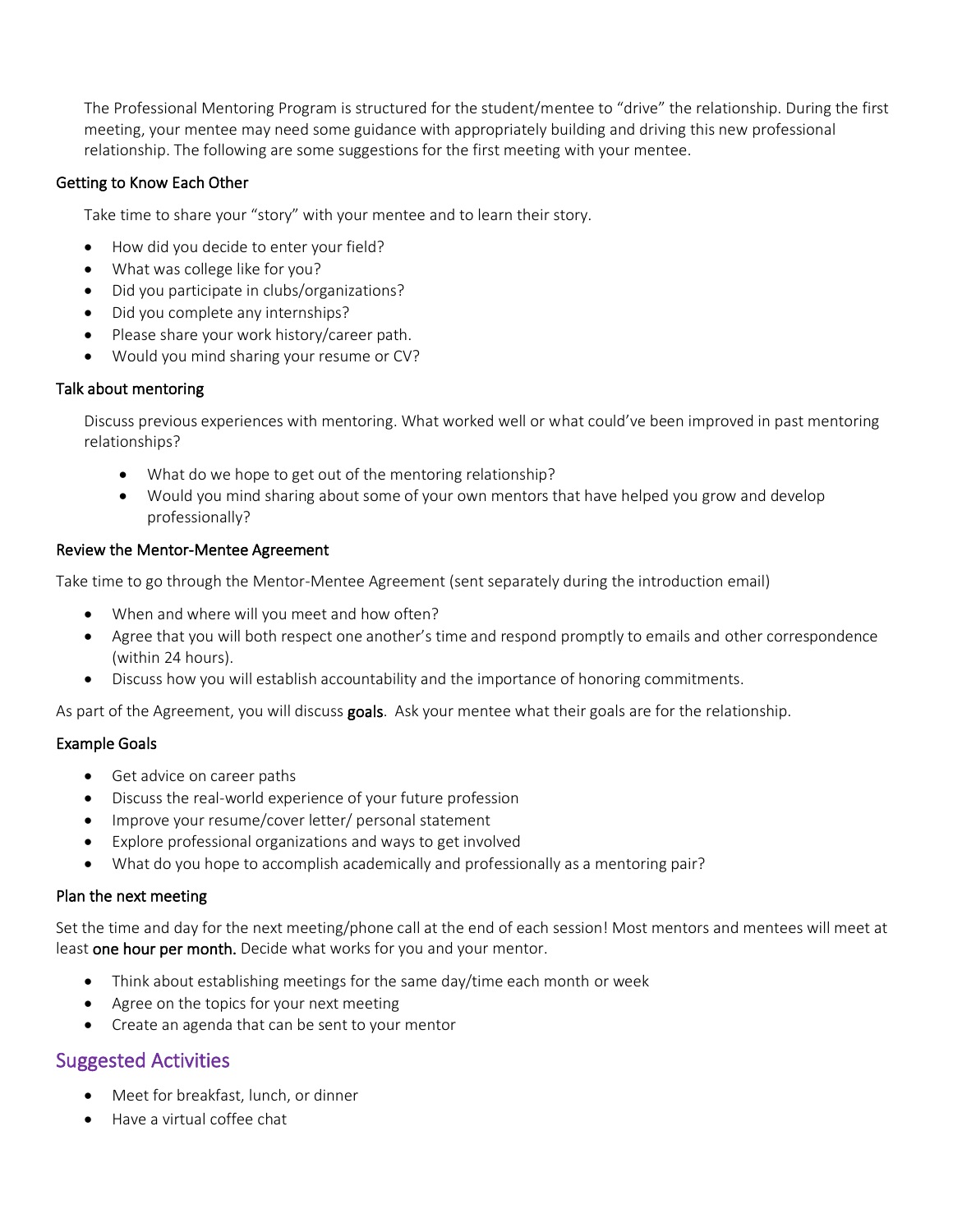The Professional Mentoring Program is structured for the student/mentee to "drive" the relationship. During the first meeting, your mentee may need some guidance with appropriately building and driving this new professional relationship. The following are some suggestions for the first meeting with your mentee.

### Getting to Know Each Other

Take time to share your "story" with your mentee and to learn their story.

- How did you decide to enter your field?
- What was college like for you?
- Did you participate in clubs/organizations?
- Did you complete any internships?
- Please share your work history/career path.
- Would you mind sharing your resume or CV?

### Talk about mentoring

Discuss previous experiences with mentoring. What worked well or what could've been improved in past mentoring relationships?

- What do we hope to get out of the mentoring relationship?
- Would you mind sharing about some of your own mentors that have helped you grow and develop professionally?

### Review the Mentor-Mentee Agreement

Take time to go through the Mentor-Mentee Agreement (sent separately during the introduction email)

- When and where will you meet and how often?
- Agree that you will both respect one another's time and respond promptly to emails and other correspondence (within 24 hours).
- Discuss how you will establish accountability and the importance of honoring commitments.

As part of the Agreement, you will discuss **goals**. Ask your mentee what their goals are for the relationship.

### Example Goals

- Get advice on career paths
- Discuss the real-world experience of your future profession
- Improve your resume/cover letter/ personal statement
- Explore professional organizations and ways to get involved
- What do you hope to accomplish academically and professionally as a mentoring pair?

### Plan the next meeting

Set the time and day for the next meeting/phone call at the end of each session! Most mentors and mentees will meet at least **one hour per month.** Decide what works for you and your mentor.

- Think about establishing meetings for the same day/time each month or week
- Agree on the topics for your next meeting
- Create an agenda that can be sent to your mentor

## Suggested Activities

- Meet for breakfast, lunch, or dinner
- Have a virtual coffee chat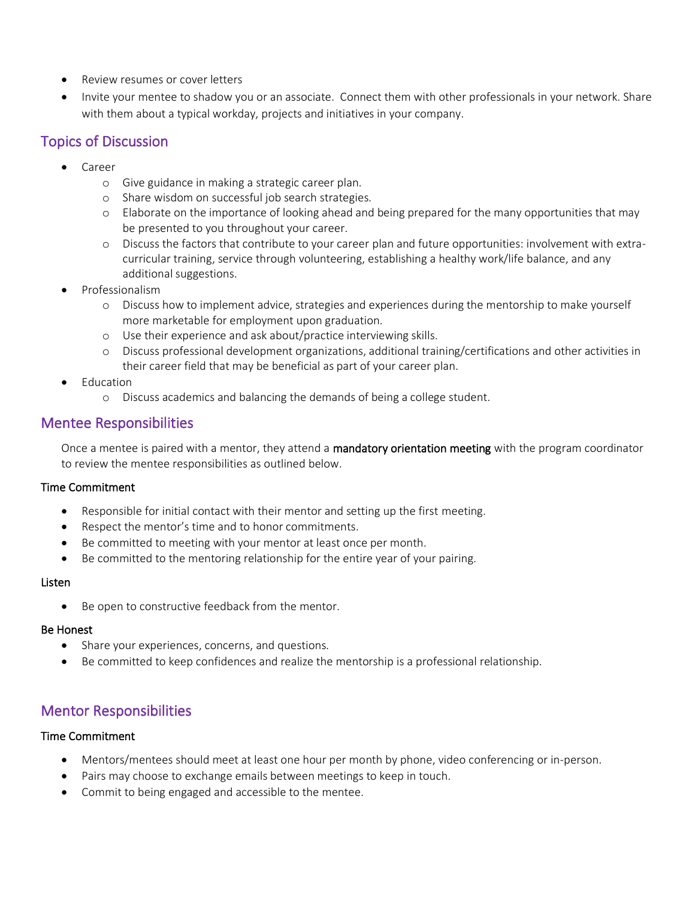- Review resumes or cover letters
- Invite your mentee to shadow you or an associate.  Connect them with other professionals in your network. Share with them about a typical workday, projects and initiatives in your company.

## Topics of Discussion

- Career
  - Give guidance in making a strategic career plan.
  - Share wisdom on successful job search strategies.
  - Elaborate on the importance of looking ahead and being prepared for the many opportunities that may be presented to you throughout your career.
  - Discuss the factors that contribute to your career plan and future opportunities: involvement with extra-curricular training, service through volunteering, establishing a healthy work/life balance, and any additional suggestions.
- Professionalism
  - Discuss how to implement advice, strategies and experiences during the mentorship to make yourself more marketable for employment upon graduation.
  - Use their experience and ask about/practice interviewing skills.
  - Discuss professional development organizations, additional training/certifications and other activities in their career field that may be beneficial as part of your career plan.
- Education
  - Discuss academics and balancing the demands of being a college student.

## Mentee Responsibilities

Once a mentee is paired with a mentor, they attend a **mandatory orientation meeting** with the program coordinator to review the mentee responsibilities as outlined below.

#### Time Commitment

- Responsible for initial contact with their mentor and setting up the first meeting.
- Respect the mentor's time and to honor commitments.
- Be committed to meeting with your mentor at least once per month.
- Be committed to the mentoring relationship for the entire year of your pairing.

#### Listen

- Be open to constructive feedback from the mentor.

#### Be Honest

- Share your experiences, concerns, and questions.
- Be committed to keep confidences and realize the mentorship is a professional relationship.

## Mentor Responsibilities

#### Time Commitment

- Mentors/mentees should meet at least one hour per month by phone, video conferencing or in-person.
- Pairs may choose to exchange emails between meetings to keep in touch.
- Commit to being engaged and accessible to the mentee.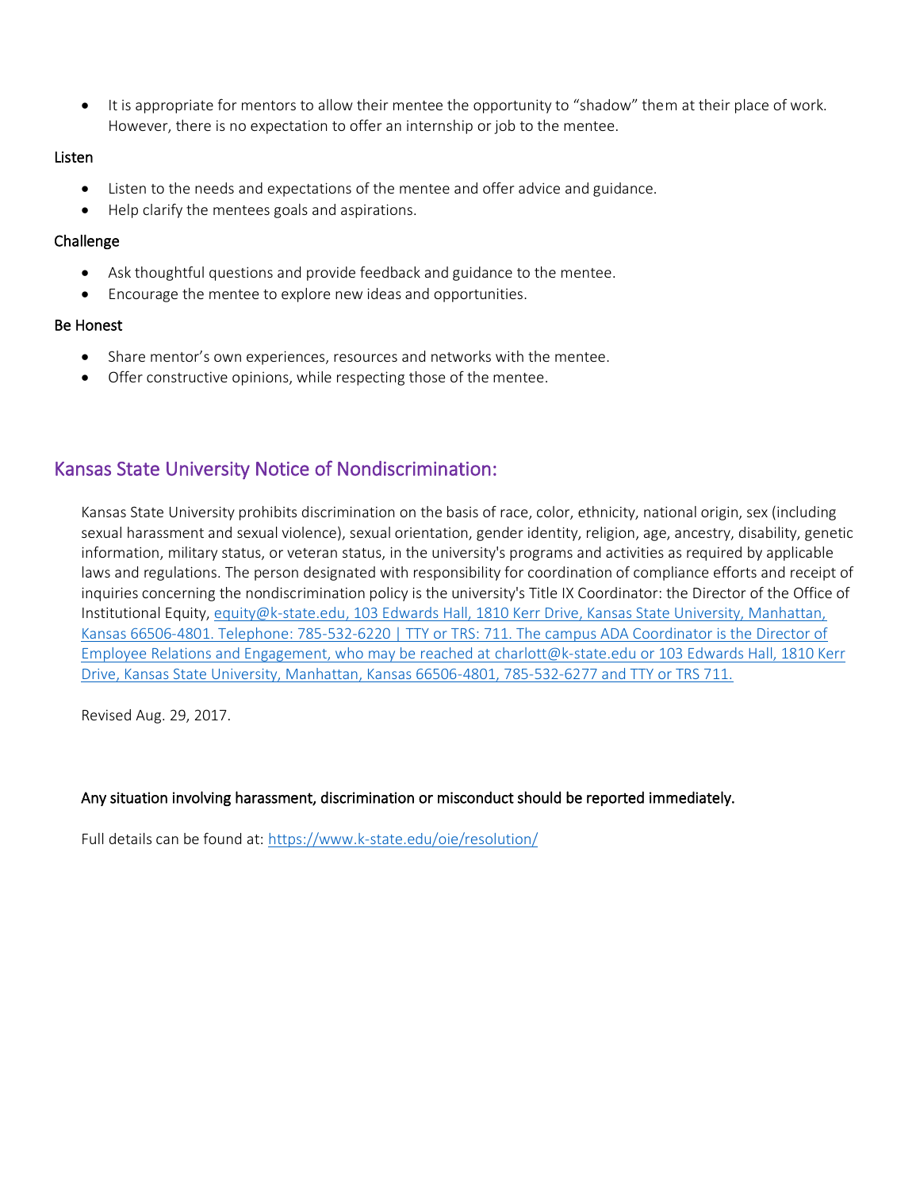- It is appropriate for mentors to allow their mentee the opportunity to "shadow" them at their place of work. However, there is no expectation to offer an internship or job to the mentee.

### Listen

- Listen to the needs and expectations of the mentee and offer advice and guidance.
- Help clarify the mentees goals and aspirations.

### Challenge

- Ask thoughtful questions and provide feedback and guidance to the mentee.
- Encourage the mentee to explore new ideas and opportunities.

### Be Honest

- Share mentor's own experiences, resources and networks with the mentee.
- Offer constructive opinions, while respecting those of the mentee.

## Kansas State University Notice of Nondiscrimination:

Kansas State University prohibits discrimination on the basis of race, color, ethnicity, national origin, sex (including sexual harassment and sexual violence), sexual orientation, gender identity, religion, age, ancestry, disability, genetic information, military status, or veteran status, in the university's programs and activities as required by applicable laws and regulations. The person designated with responsibility for coordination of compliance efforts and receipt of inquiries concerning the nondiscrimination policy is the university's Title IX Coordinator: the Director of the Office of Institutional Equity, equity@k-state.edu, 103 Edwards Hall, 1810 Kerr Drive, Kansas State University, Manhattan, Kansas 66506-4801. Telephone: 785-532-6220 | TTY or TRS: 711. The campus ADA Coordinator is the Director of Employee Relations and Engagement, who may be reached at charlott@k-state.edu or 103 Edwards Hall, 1810 Kerr Drive, Kansas State University, Manhattan, Kansas 66506-4801, 785-532-6277 and TTY or TRS 711.

Revised Aug. 29, 2017.

**Any situation involving harassment, discrimination or misconduct should be reported immediately.**

Full details can be found at: https://www.k-state.edu/oie/resolution/